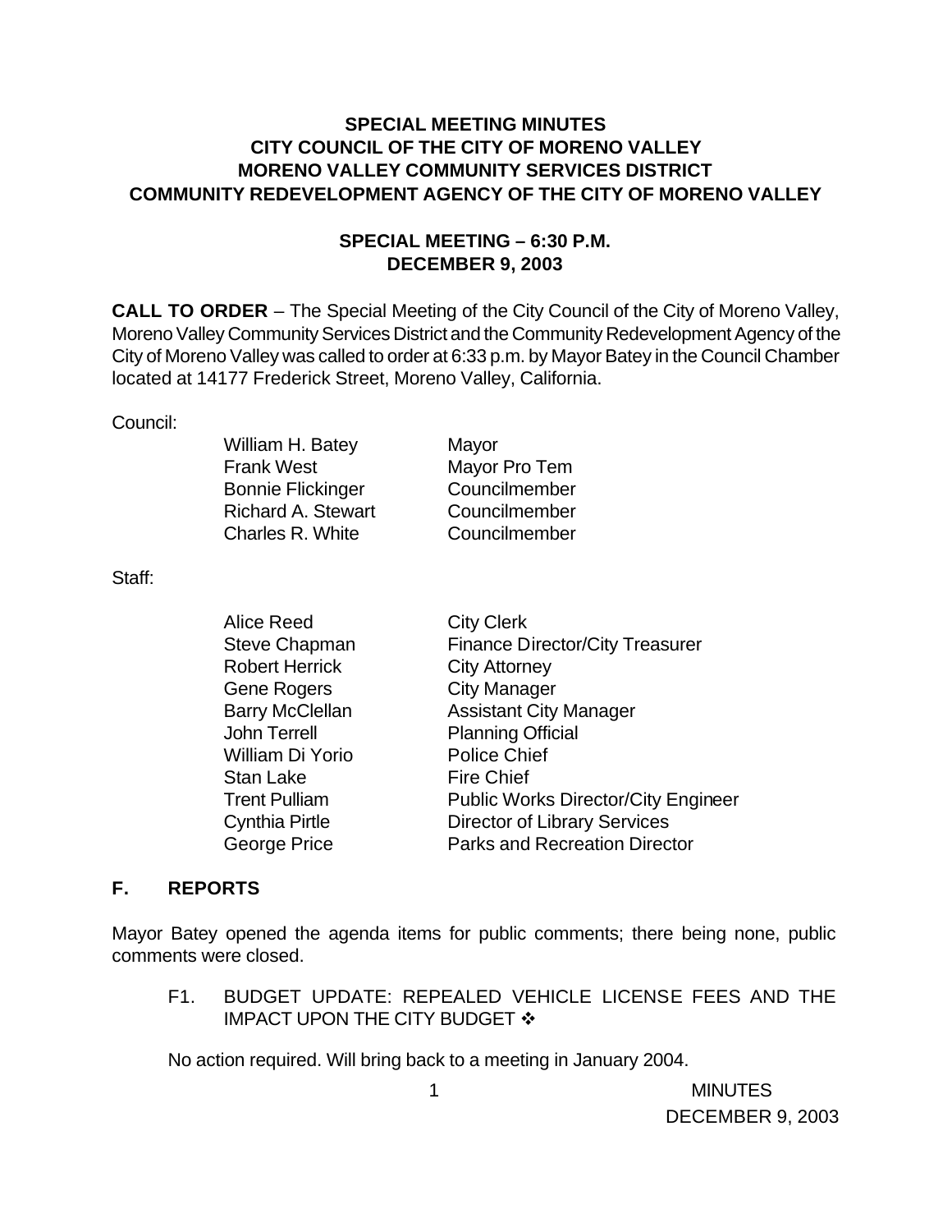# SPECIAL MEETING MINUTES
# CITY COUNCIL OF THE CITY OF MORENO VALLEY
# MORENO VALLEY COMMUNITY SERVICES DISTRICT
# COMMUNITY REDEVELOPMENT AGENCY OF THE CITY OF MORENO VALLEY

## SPECIAL MEETING – 6:30 P.M.
## DECEMBER 9, 2003

**CALL TO ORDER** – The Special Meeting of the City Council of the City of Moreno Valley, Moreno Valley Community Services District and the Community Redevelopment Agency of the City of Moreno Valley was called to order at 6:33 p.m. by Mayor Batey in the Council Chamber located at 14177 Frederick Street, Moreno Valley, California.

Council:

| | |
|---|---|
| William H. Batey | Mayor |
| Frank West | Mayor Pro Tem |
| Bonnie Flickinger | Councilmember |
| Richard A. Stewart | Councilmember |
| Charles R. White | Councilmember |

Staff:

| | |
|---|---|
| Alice Reed | City Clerk |
| Steve Chapman | Finance Director/City Treasurer |
| Robert Herrick | City Attorney |
| Gene Rogers | City Manager |
| Barry McClellan | Assistant City Manager |
| John Terrell | Planning Official |
| William Di Yorio | Police Chief |
| Stan Lake | Fire Chief |
| Trent Pulliam | Public Works Director/City Engineer |
| Cynthia Pirtle | Director of Library Services |
| George Price | Parks and Recreation Director |

## F. REPORTS

Mayor Batey opened the agenda items for public comments; there being none, public comments were closed.

F1. BUDGET UPDATE: REPEALED VEHICLE LICENSE FEES AND THE IMPACT UPON THE CITY BUDGET ❖

No action required. Will bring back to a meeting in January 2004.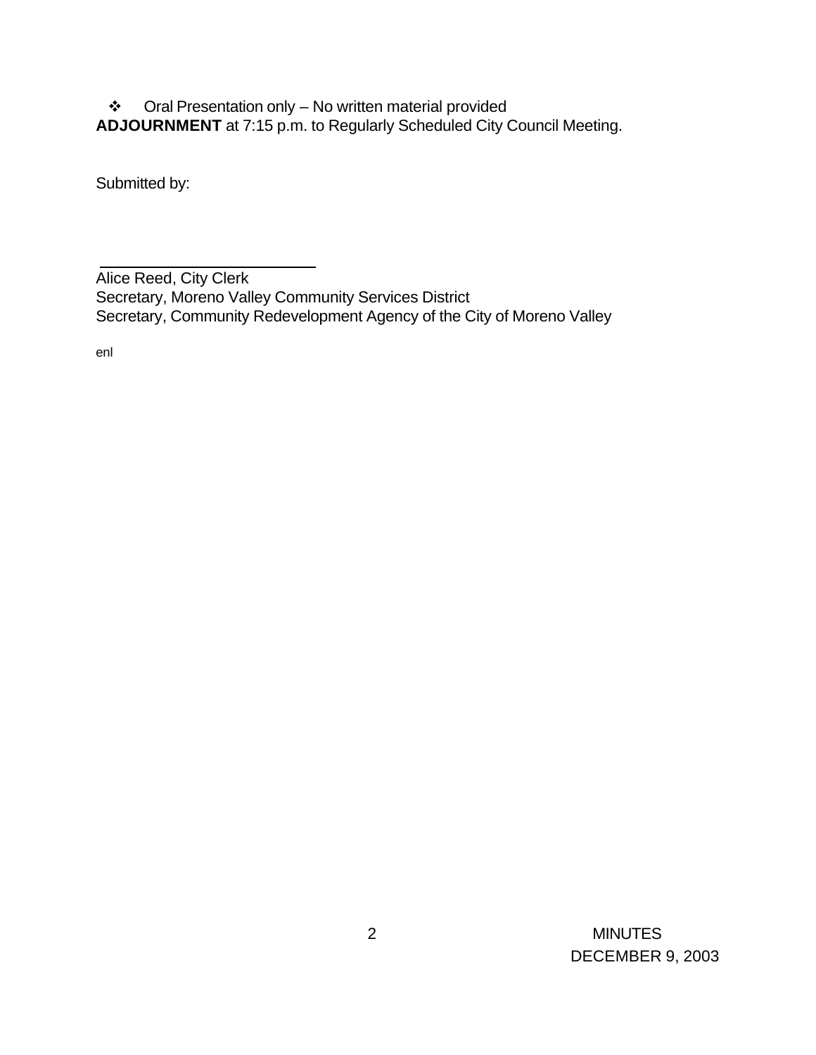- Oral Presentation only – No written material provided

**ADJOURNMENT** at 7:15 p.m. to Regularly Scheduled City Council Meeting.

Submitted by:

\_\_\_\_\_\_\_\_\_\_\_\_\_\_\_\_\_\_\_\_\_\_\_\_\_\_\_

Alice Reed, City Clerk
Secretary, Moreno Valley Community Services District
Secretary, Community Redevelopment Agency of the City of Moreno Valley

enl